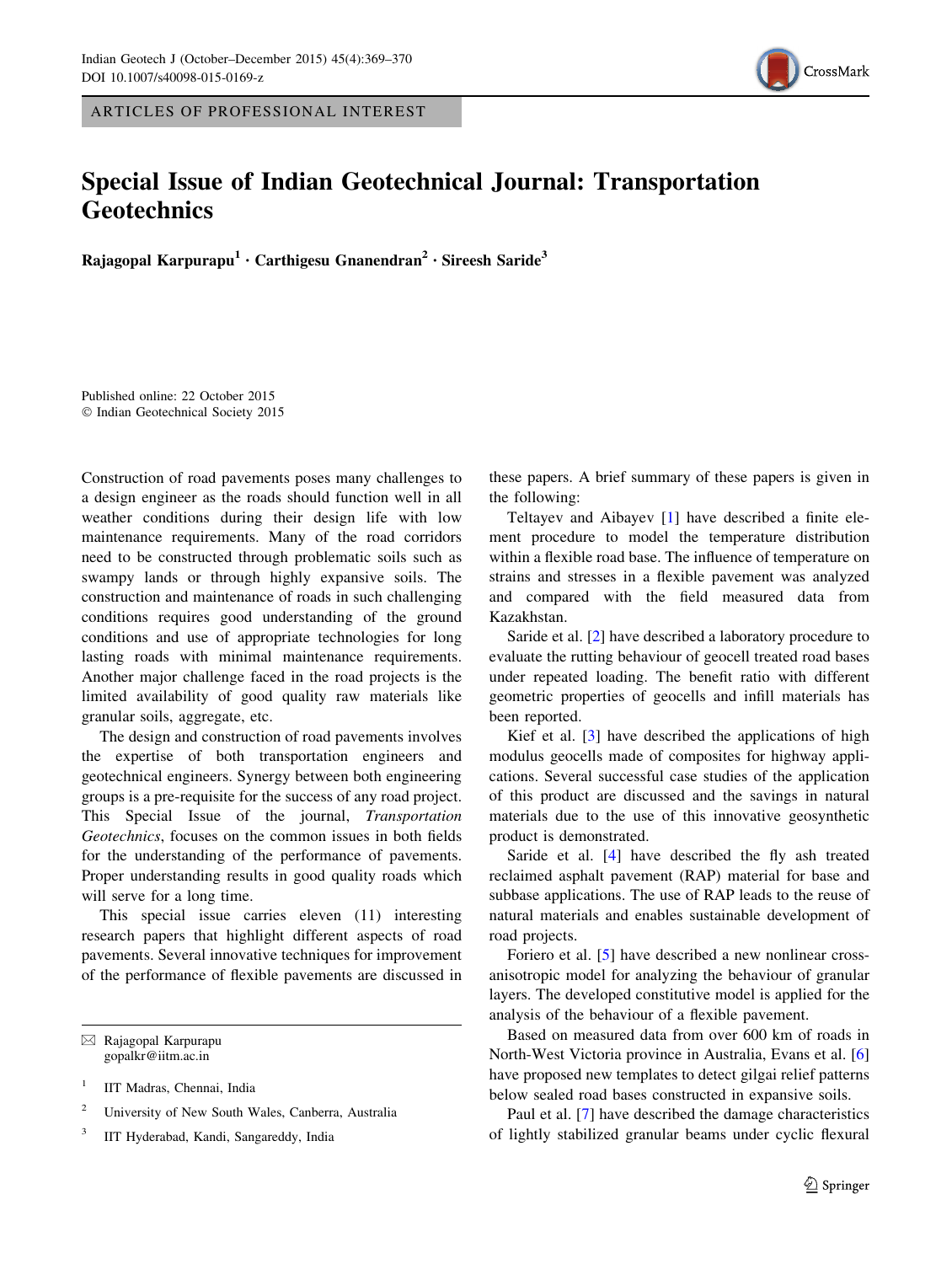ARTICLES OF PROFESSIONAL INTEREST

# Special Issue of Indian Geotechnical Journal: Transportation Geotechnics

**Rajagopal Karpurapu[1] · Carthigesu Gnanendran[2] · Sireesh Saride[3]**

Published online: 22 October 2015
© Indian Geotechnical Society 2015

Construction of road pavements poses many challenges to a design engineer as the roads should function well in all weather conditions during their design life with low maintenance requirements. Many of the road corridors need to be constructed through problematic soils such as swampy lands or through highly expansive soils. The construction and maintenance of roads in such challenging conditions requires good understanding of the ground conditions and use of appropriate technologies for long lasting roads with minimal maintenance requirements. Another major challenge faced in the road projects is the limited availability of good quality raw materials like granular soils, aggregate, etc.

The design and construction of road pavements involves the expertise of both transportation engineers and geotechnical engineers. Synergy between both engineering groups is a pre-requisite for the success of any road project. This Special Issue of the journal, *Transportation Geotechnics*, focuses on the common issues in both fields for the understanding of the performance of pavements. Proper understanding results in good quality roads which will serve for a long time.

This special issue carries eleven (11) interesting research papers that highlight different aspects of road pavements. Several innovative techniques for improvement of the performance of flexible pavements are discussed in these papers. A brief summary of these papers is given in the following:

Teltayev and Aibayev [1] have described a finite element procedure to model the temperature distribution within a flexible road base. The influence of temperature on strains and stresses in a flexible pavement was analyzed and compared with the field measured data from Kazakhstan.

Saride et al. [2] have described a laboratory procedure to evaluate the rutting behaviour of geocell treated road bases under repeated loading. The benefit ratio with different geometric properties of geocells and infill materials has been reported.

Kief et al. [3] have described the applications of high modulus geocells made of composites for highway applications. Several successful case studies of the application of this product are discussed and the savings in natural materials due to the use of this innovative geosynthetic product is demonstrated.

Saride et al. [4] have described the fly ash treated reclaimed asphalt pavement (RAP) material for base and subbase applications. The use of RAP leads to the reuse of natural materials and enables sustainable development of road projects.

Foriero et al. [5] have described a new nonlinear cross-anisotropic model for analyzing the behaviour of granular layers. The developed constitutive model is applied for the analysis of the behaviour of a flexible pavement.

Based on measured data from over 600 km of roads in North-West Victoria province in Australia, Evans et al. [6] have proposed new templates to detect gilgai relief patterns below sealed road bases constructed in expansive soils.

Paul et al. [7] have described the damage characteristics of lightly stabilized granular beams under cyclic flexural

---

✉ Rajagopal Karpurapu
gopalkr@iitm.ac.in

[1] IIT Madras, Chennai, India

[2] University of New South Wales, Canberra, Australia

[3] IIT Hyderabad, Kandi, Sangareddy, India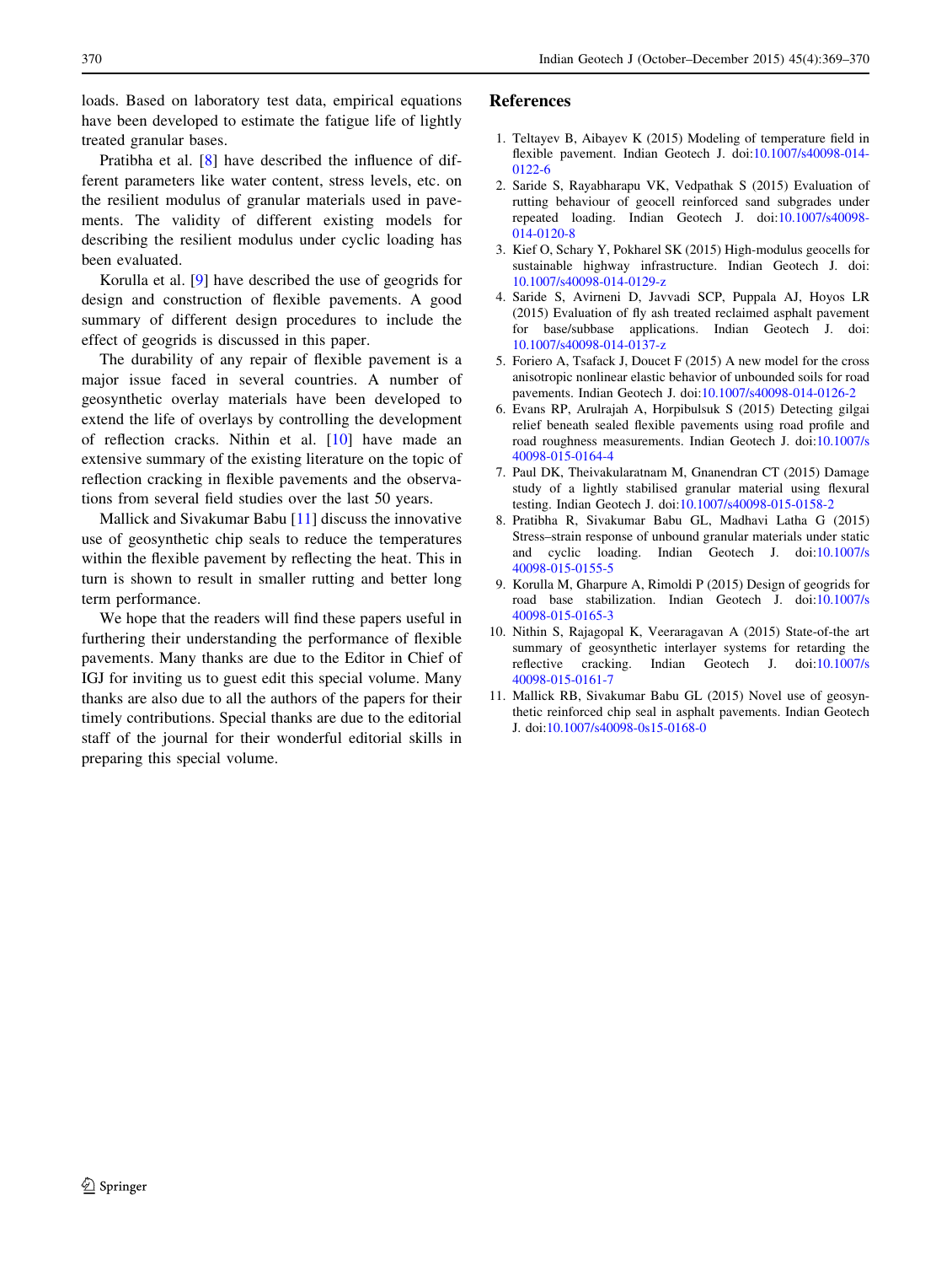loads. Based on laboratory test data, empirical equations have been developed to estimate the fatigue life of lightly treated granular bases.

Pratibha et al. [8] have described the influence of different parameters like water content, stress levels, etc. on the resilient modulus of granular materials used in pavements. The validity of different existing models for describing the resilient modulus under cyclic loading has been evaluated.

Korulla et al. [9] have described the use of geogrids for design and construction of flexible pavements. A good summary of different design procedures to include the effect of geogrids is discussed in this paper.

The durability of any repair of flexible pavement is a major issue faced in several countries. A number of geosynthetic overlay materials have been developed to extend the life of overlays by controlling the development of reflection cracks. Nithin et al. [10] have made an extensive summary of the existing literature on the topic of reflection cracking in flexible pavements and the observations from several field studies over the last 50 years.

Mallick and Sivakumar Babu [11] discuss the innovative use of geosynthetic chip seals to reduce the temperatures within the flexible pavement by reflecting the heat. This in turn is shown to result in smaller rutting and better long term performance.

We hope that the readers will find these papers useful in furthering their understanding the performance of flexible pavements. Many thanks are due to the Editor in Chief of IGJ for inviting us to guest edit this special volume. Many thanks are also due to all the authors of the papers for their timely contributions. Special thanks are due to the editorial staff of the journal for their wonderful editorial skills in preparing this special volume.

## References

1. Teltayev B, Aibayev K (2015) Modeling of temperature field in flexible pavement. Indian Geotech J. doi:10.1007/s40098-014-0122-6
2. Saride S, Rayabharapu VK, Vedpathak S (2015) Evaluation of rutting behaviour of geocell reinforced sand subgrades under repeated loading. Indian Geotech J. doi:10.1007/s40098-014-0120-8
3. Kief O, Schary Y, Pokharel SK (2015) High-modulus geocells for sustainable highway infrastructure. Indian Geotech J. doi:10.1007/s40098-014-0129-z
4. Saride S, Avirneni D, Javvadi SCP, Puppala AJ, Hoyos LR (2015) Evaluation of fly ash treated reclaimed asphalt pavement for base/subbase applications. Indian Geotech J. doi:10.1007/s40098-014-0137-z
5. Foriero A, Tsafack J, Doucet F (2015) A new model for the cross anisotropic nonlinear elastic behavior of unbounded soils for road pavements. Indian Geotech J. doi:10.1007/s40098-014-0126-2
6. Evans RP, Arulrajah A, Horpibulsuk S (2015) Detecting gilgai relief beneath sealed flexible pavements using road profile and road roughness measurements. Indian Geotech J. doi:10.1007/s40098-015-0164-4
7. Paul DK, Theivakularatnam M, Gnanendran CT (2015) Damage study of a lightly stabilised granular material using flexural testing. Indian Geotech J. doi:10.1007/s40098-015-0158-2
8. Pratibha R, Sivakumar Babu GL, Madhavi Latha G (2015) Stress–strain response of unbound granular materials under static and cyclic loading. Indian Geotech J. doi:10.1007/s40098-015-0155-5
9. Korulla M, Gharpure A, Rimoldi P (2015) Design of geogrids for road base stabilization. Indian Geotech J. doi:10.1007/s40098-015-0165-3
10. Nithin S, Rajagopal K, Veeraragavan A (2015) State-of-the art summary of geosynthetic interlayer systems for retarding the reflective cracking. Indian Geotech J. doi:10.1007/s40098-015-0161-7
11. Mallick RB, Sivakumar Babu GL (2015) Novel use of geosynthetic reinforced chip seal in asphalt pavements. Indian Geotech J. doi:10.1007/s40098-0s15-0168-0